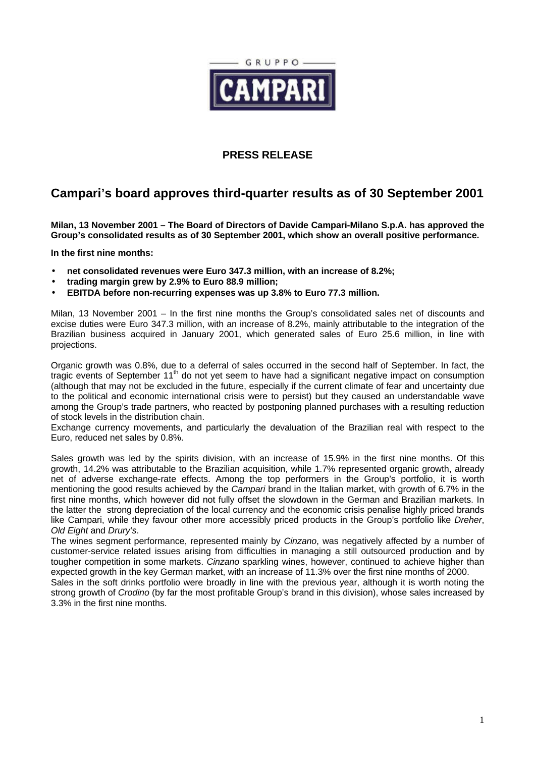GRUPPO

CAMPARI

**PRESS RELEASE**

## Campari's board approves third-quarter results as of 30 September 2001

**Milan, 13 November 2001 – The Board of Directors of Davide Campari-Milano S.p.A. has approved the Group's consolidated results as of 30 September 2001, which show an overall positive performance.**

**In the first nine months:**

- **net consolidated revenues were Euro 347.3 million, with an increase of 8.2%;**
- **trading margin grew by 2.9% to Euro 88.9 million;**
- **EBITDA before non-recurring expenses was up 3.8% to Euro 77.3 million.**

Milan, 13 November 2001 – In the first nine months the Group's consolidated sales net of discounts and excise duties were Euro 347.3 million, with an increase of 8.2%, mainly attributable to the integration of the Brazilian business acquired in January 2001, which generated sales of Euro 25.6 million, in line with projections.

Organic growth was 0.8%, due to a deferral of sales occurred in the second half of September. In fact, the tragic events of September 11th do not yet seem to have had a significant negative impact on consumption (although that may not be excluded in the future, especially if the current climate of fear and uncertainty due to the political and economic international crisis were to persist) but they caused an understandable wave among the Group's trade partners, who reacted by postponing planned purchases with a resulting reduction of stock levels in the distribution chain.
Exchange currency movements, and particularly the devaluation of the Brazilian real with respect to the Euro, reduced net sales by 0.8%.

Sales growth was led by the spirits division, with an increase of 15.9% in the first nine months. Of this growth, 14.2% was attributable to the Brazilian acquisition, while 1.7% represented organic growth, already net of adverse exchange-rate effects. Among the top performers in the Group's portfolio, it is worth mentioning the good results achieved by the *Campari* brand in the Italian market, with growth of 6.7% in the first nine months, which however did not fully offset the slowdown in the German and Brazilian markets. In the latter the strong depreciation of the local currency and the economic crisis penalise highly priced brands like Campari, while they favour other more accessibly priced products in the Group's portfolio like *Dreher*, *Old Eight* and *Drury's*.
The wines segment performance, represented mainly by *Cinzano*, was negatively affected by a number of customer-service related issues arising from difficulties in managing a still outsourced production and by tougher competition in some markets. *Cinzano* sparkling wines, however, continued to achieve higher than expected growth in the key German market, with an increase of 11.3% over the first nine months of 2000.
Sales in the soft drinks portfolio were broadly in line with the previous year, although it is worth noting the strong growth of *Crodino* (by far the most profitable Group's brand in this division), whose sales increased by 3.3% in the first nine months.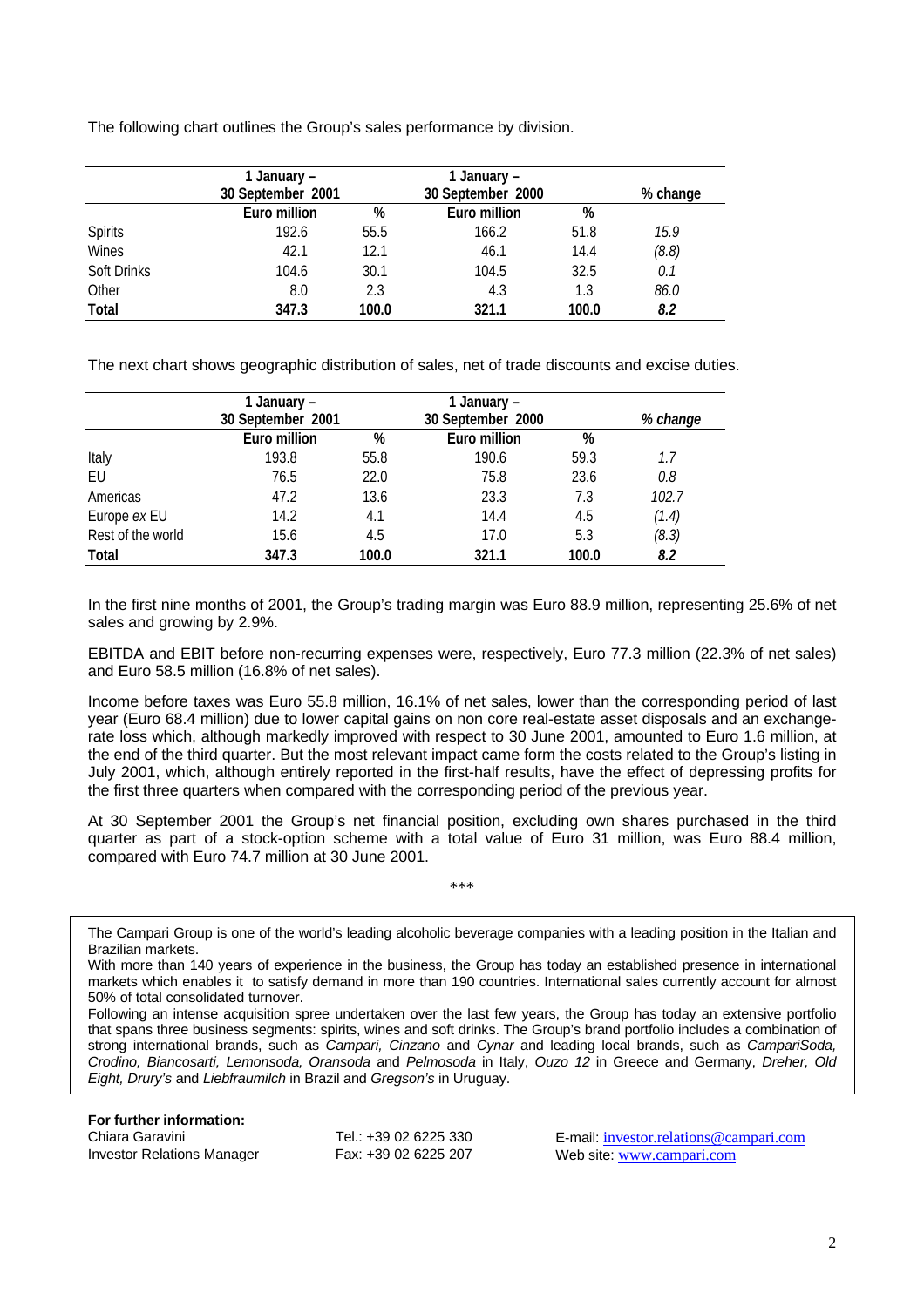The following chart outlines the Group's sales performance by division.

| | 1 January – 30 September 2001 | | 1 January – 30 September 2000 | | % change |
|---|---|---|---|---|---|
| | Euro million | % | Euro million | % | |
| Spirits | 192.6 | 55.5 | 166.2 | 51.8 | *15.9* |
| Wines | 42.1 | 12.1 | 46.1 | 14.4 | *(8.8)* |
| Soft Drinks | 104.6 | 30.1 | 104.5 | 32.5 | *0.1* |
| Other | 8.0 | 2.3 | 4.3 | 1.3 | *86.0* |
| **Total** | **347.3** | **100.0** | **321.1** | **100.0** | ***8.2*** |

The next chart shows geographic distribution of sales, net of trade discounts and excise duties.

| | 1 January – 30 September 2001 | | 1 January – 30 September 2000 | | *% change* |
|---|---|---|---|---|---|
| | Euro million | % | Euro million | % | |
| Italy | 193.8 | 55.8 | 190.6 | 59.3 | *1.7* |
| EU | 76.5 | 22.0 | 75.8 | 23.6 | *0.8* |
| Americas | 47.2 | 13.6 | 23.3 | 7.3 | *102.7* |
| Europe *ex* EU | 14.2 | 4.1 | 14.4 | 4.5 | *(1.4)* |
| Rest of the world | 15.6 | 4.5 | 17.0 | 5.3 | *(8.3)* |
| **Total** | **347.3** | **100.0** | **321.1** | **100.0** | ***8.2*** |

In the first nine months of 2001, the Group's trading margin was Euro 88.9 million, representing 25.6% of net sales and growing by 2.9%.

EBITDA and EBIT before non-recurring expenses were, respectively, Euro 77.3 million (22.3% of net sales) and Euro 58.5 million (16.8% of net sales).

Income before taxes was Euro 55.8 million, 16.1% of net sales, lower than the corresponding period of last year (Euro 68.4 million) due to lower capital gains on non core real-estate asset disposals and an exchange-rate loss which, although markedly improved with respect to 30 June 2001, amounted to Euro 1.6 million, at the end of the third quarter. But the most relevant impact came form the costs related to the Group's listing in July 2001, which, although entirely reported in the first-half results, have the effect of depressing profits for the first three quarters when compared with the corresponding period of the previous year.

At 30 September 2001 the Group's net financial position, excluding own shares purchased in the third quarter as part of a stock-option scheme with a total value of Euro 31 million, was Euro 88.4 million, compared with Euro 74.7 million at 30 June 2001.

\*\*\*

The Campari Group is one of the world's leading alcoholic beverage companies with a leading position in the Italian and Brazilian markets.
With more than 140 years of experience in the business, the Group has today an established presence in international markets which enables it to satisfy demand in more than 190 countries. International sales currently account for almost 50% of total consolidated turnover.
Following an intense acquisition spree undertaken over the last few years, the Group has today an extensive portfolio that spans three business segments: spirits, wines and soft drinks. The Group's brand portfolio includes a combination of strong international brands, such as *Campari, Cinzano* and *Cynar* and leading local brands, such as *CampariSoda, Crodino, Biancosarti, Lemonsoda, Oransoda* and *Pelmosoda* in Italy, *Ouzo 12* in Greece and Germany, *Dreher, Old Eight, Drury's* and *Liebfraumilch* in Brazil and *Gregson's* in Uruguay.

**For further information:**
Chiara Garavini
Investor Relations Manager

Tel.: +39 02 6225 330
Fax: +39 02 6225 207

E-mail: investor.relations@campari.com
Web site: www.campari.com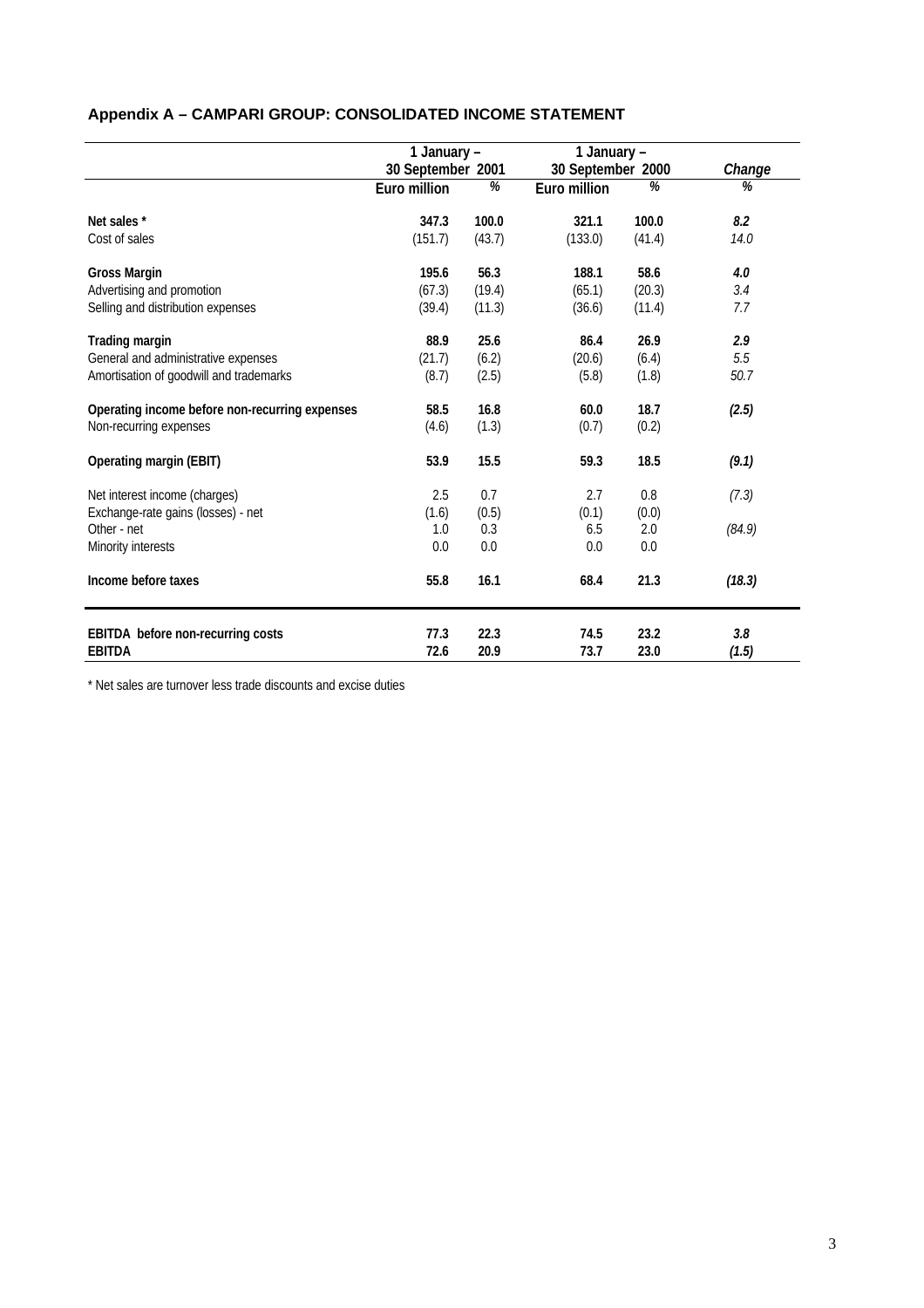## Appendix A – CAMPARI GROUP: CONSOLIDATED INCOME STATEMENT

| | 1 January – 30 September 2001 | | 1 January – 30 September 2000 | | Change |
|---|---|---|---|---|---|
| | Euro million | % | Euro million | % | % |
| **Net sales *** | **347.3** | **100.0** | **321.1** | **100.0** | ***8.2*** |
| Cost of sales | (151.7) | (43.7) | (133.0) | (41.4) | *14.0* |
| **Gross Margin** | **195.6** | **56.3** | **188.1** | **58.6** | ***4.0*** |
| Advertising and promotion | (67.3) | (19.4) | (65.1) | (20.3) | *3.4* |
| Selling and distribution expenses | (39.4) | (11.3) | (36.6) | (11.4) | *7.7* |
| **Trading margin** | **88.9** | **25.6** | **86.4** | **26.9** | ***2.9*** |
| General and administrative expenses | (21.7) | (6.2) | (20.6) | (6.4) | *5.5* |
| Amortisation of goodwill and trademarks | (8.7) | (2.5) | (5.8) | (1.8) | *50.7* |
| **Operating income before non-recurring expenses** | **58.5** | **16.8** | **60.0** | **18.7** | ***(2.5)*** |
| Non-recurring expenses | (4.6) | (1.3) | (0.7) | (0.2) | |
| **Operating margin (EBIT)** | **53.9** | **15.5** | **59.3** | **18.5** | ***(9.1)*** |
| Net interest income (charges) | 2.5 | 0.7 | 2.7 | 0.8 | *(7.3)* |
| Exchange-rate gains (losses) - net | (1.6) | (0.5) | (0.1) | (0.0) | |
| Other - net | 1.0 | 0.3 | 6.5 | 2.0 | *(84.9)* |
| Minority interests | 0.0 | 0.0 | 0.0 | 0.0 | |
| **Income before taxes** | **55.8** | **16.1** | **68.4** | **21.3** | ***(18.3)*** |
| **EBITDA before non-recurring costs** | **77.3** | **22.3** | **74.5** | **23.2** | ***3.8*** |
| **EBITDA** | **72.6** | **20.9** | **73.7** | **23.0** | ***(1.5)*** |

* Net sales are turnover less trade discounts and excise duties